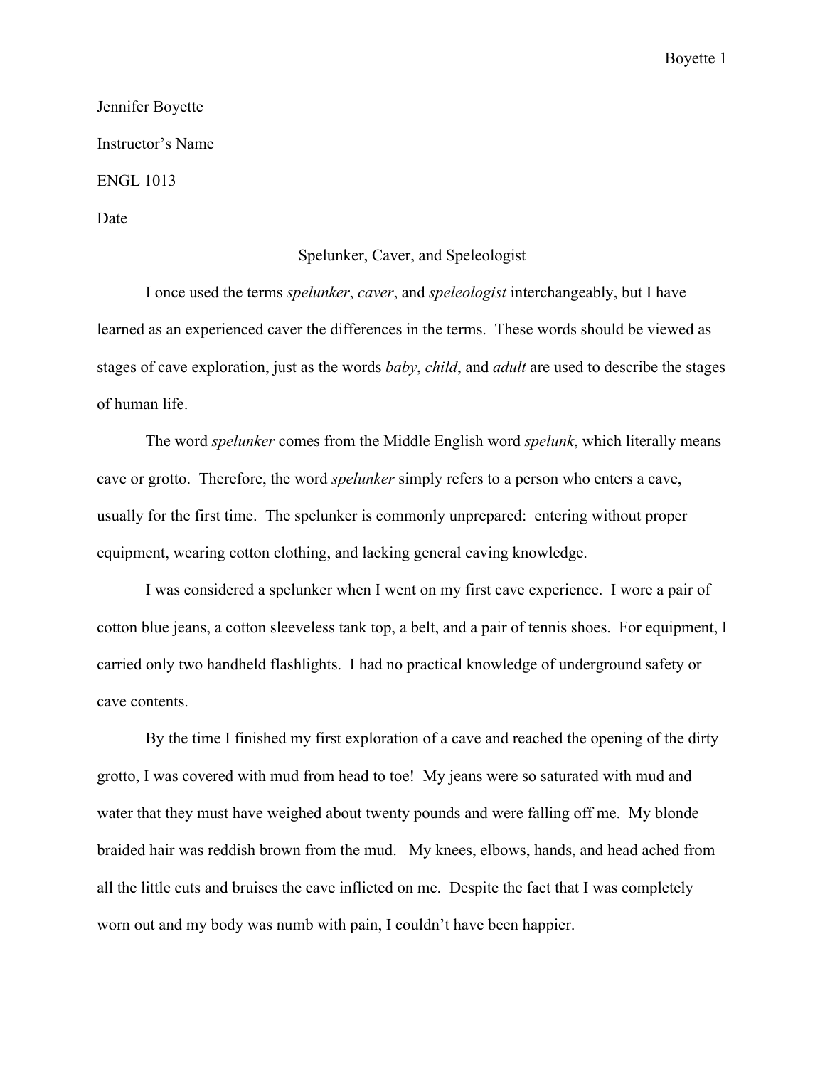Jennifer Boyette

Instructor's Name

ENGL 1013

Date

# Spelunker, Caver, and Speleologist

I once used the terms *spelunker*, *caver*, and *speleologist* interchangeably, but I have learned as an experienced caver the differences in the terms. These words should be viewed as stages of cave exploration, just as the words *baby*, *child*, and *adult* are used to describe the stages of human life.

The word *spelunker* comes from the Middle English word *spelunk*, which literally means cave or grotto. Therefore, the word *spelunker* simply refers to a person who enters a cave, usually for the first time. The spelunker is commonly unprepared: entering without proper equipment, wearing cotton clothing, and lacking general caving knowledge.

I was considered a spelunker when I went on my first cave experience. I wore a pair of cotton blue jeans, a cotton sleeveless tank top, a belt, and a pair of tennis shoes. For equipment, I carried only two handheld flashlights. I had no practical knowledge of underground safety or cave contents.

By the time I finished my first exploration of a cave and reached the opening of the dirty grotto, I was covered with mud from head to toe! My jeans were so saturated with mud and water that they must have weighed about twenty pounds and were falling off me. My blonde braided hair was reddish brown from the mud. My knees, elbows, hands, and head ached from all the little cuts and bruises the cave inflicted on me. Despite the fact that I was completely worn out and my body was numb with pain, I couldn't have been happier.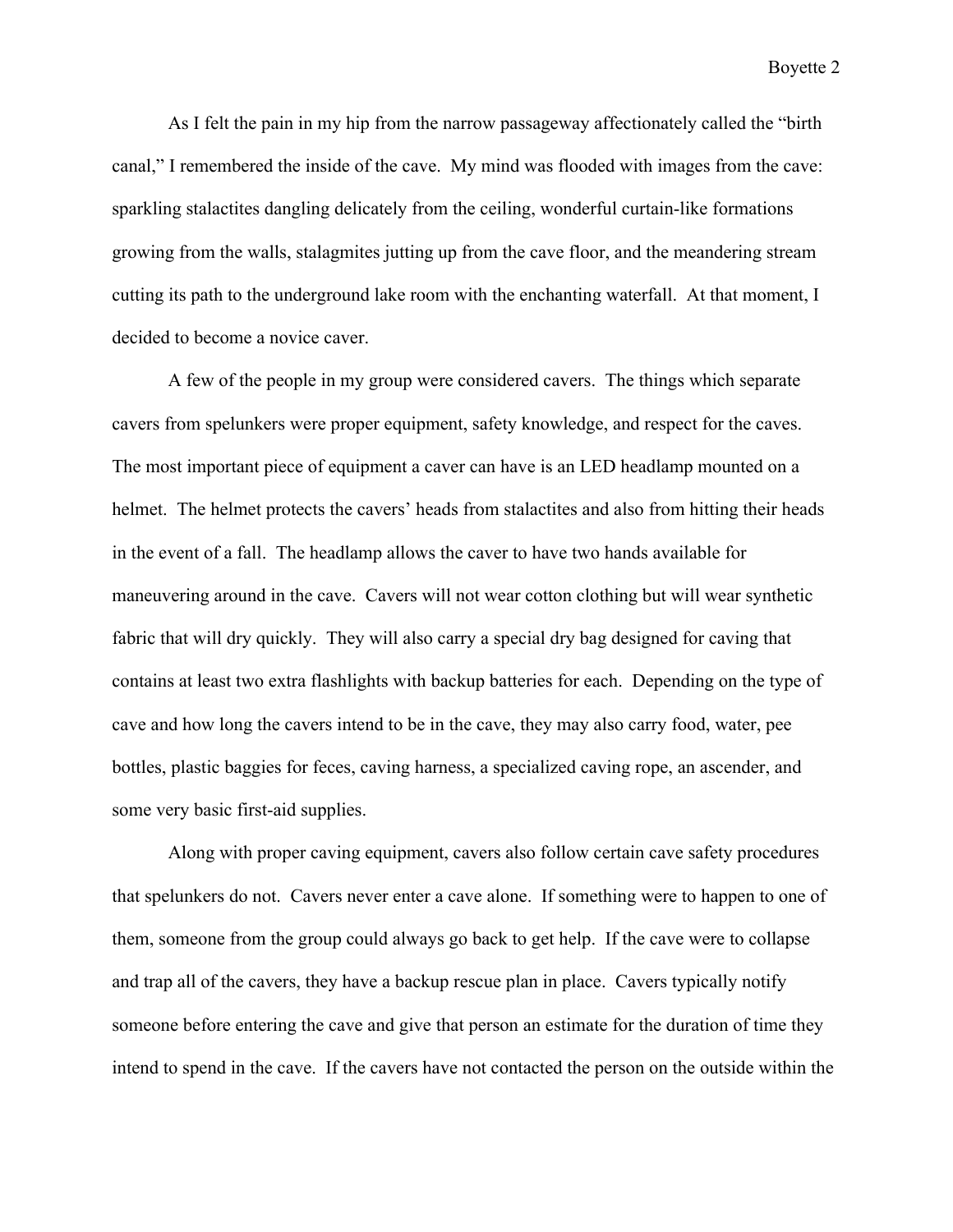As I felt the pain in my hip from the narrow passageway affectionately called the "birth canal," I remembered the inside of the cave. My mind was flooded with images from the cave: sparkling stalactites dangling delicately from the ceiling, wonderful curtain-like formations growing from the walls, stalagmites jutting up from the cave floor, and the meandering stream cutting its path to the underground lake room with the enchanting waterfall. At that moment, I decided to become a novice caver.

A few of the people in my group were considered cavers. The things which separate cavers from spelunkers were proper equipment, safety knowledge, and respect for the caves. The most important piece of equipment a caver can have is an LED headlamp mounted on a helmet. The helmet protects the cavers' heads from stalactites and also from hitting their heads in the event of a fall. The headlamp allows the caver to have two hands available for maneuvering around in the cave. Cavers will not wear cotton clothing but will wear synthetic fabric that will dry quickly. They will also carry a special dry bag designed for caving that contains at least two extra flashlights with backup batteries for each. Depending on the type of cave and how long the cavers intend to be in the cave, they may also carry food, water, pee bottles, plastic baggies for feces, caving harness, a specialized caving rope, an ascender, and some very basic first-aid supplies.

Along with proper caving equipment, cavers also follow certain cave safety procedures that spelunkers do not. Cavers never enter a cave alone. If something were to happen to one of them, someone from the group could always go back to get help. If the cave were to collapse and trap all of the cavers, they have a backup rescue plan in place. Cavers typically notify someone before entering the cave and give that person an estimate for the duration of time they intend to spend in the cave. If the cavers have not contacted the person on the outside within the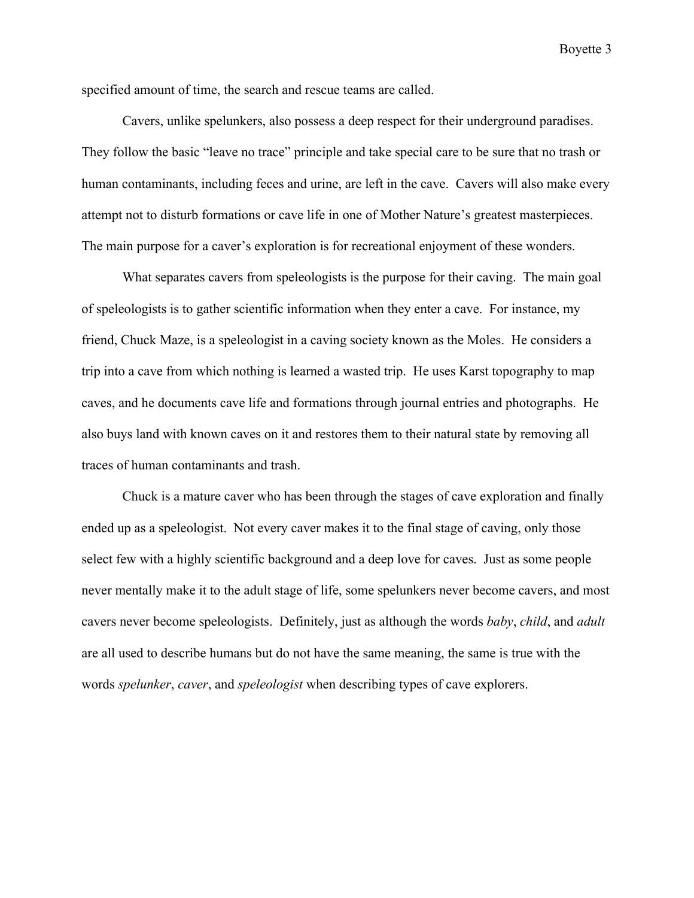specified amount of time, the search and rescue teams are called.

Cavers, unlike spelunkers, also possess a deep respect for their underground paradises. They follow the basic "leave no trace" principle and take special care to be sure that no trash or human contaminants, including feces and urine, are left in the cave. Cavers will also make every attempt not to disturb formations or cave life in one of Mother Nature's greatest masterpieces. The main purpose for a caver's exploration is for recreational enjoyment of these wonders.

What separates cavers from speleologists is the purpose for their caving. The main goal of speleologists is to gather scientific information when they enter a cave. For instance, my friend, Chuck Maze, is a speleologist in a caving society known as the Moles. He considers a trip into a cave from which nothing is learned a wasted trip. He uses Karst topography to map caves, and he documents cave life and formations through journal entries and photographs. He also buys land with known caves on it and restores them to their natural state by removing all traces of human contaminants and trash.

Chuck is a mature caver who has been through the stages of cave exploration and finally ended up as a speleologist. Not every caver makes it to the final stage of caving, only those select few with a highly scientific background and a deep love for caves. Just as some people never mentally make it to the adult stage of life, some spelunkers never become cavers, and most cavers never become speleologists. Definitely, just as although the words *baby*, *child*, and *adult* are all used to describe humans but do not have the same meaning, the same is true with the words *spelunker*, *caver*, and *speleologist* when describing types of cave explorers.